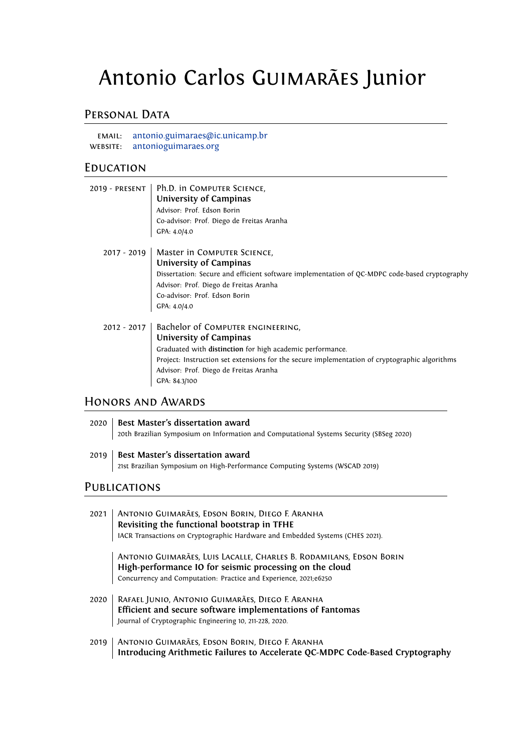# Antonio Carlos Guimarães Junior

## Personal Data

**Email:** antonio.guimaraes@ic.unicamp.br
**Website:** antonioguimaraes.org

## Education

**2019 - present**
Ph.D. in Computer Science,
**University of Campinas**
Advisor: Prof. Edson Borin
Co-advisor: Prof. Diego de Freitas Aranha
GPA: 4.0/4.0

**2017 - 2019**
Master in Computer Science,
**University of Campinas**
Dissertation: Secure and efficient software implementation of QC-MDPC code-based cryptography
Advisor: Prof. Diego de Freitas Aranha
Co-advisor: Prof. Edson Borin
GPA: 4.0/4.0

**2012 - 2017**
Bachelor of Computer engineering,
**University of Campinas**
Graduated with **distinction** for high academic performance.
Project: Instruction set extensions for the secure implementation of cryptographic algorithms
Advisor: Prof. Diego de Freitas Aranha
GPA: 84.3/100

## Honors and Awards

**2020**
**Best Master's dissertation award**
20th Brazilian Symposium on Information and Computational Systems Security (SBSeg 2020)

**2019**
**Best Master's dissertation award**
21st Brazilian Symposium on High-Performance Computing Systems (WSCAD 2019)

## Publications

**2021**
Antonio Guimarães, Edson Borin, Diego F. Aranha
**Revisiting the functional bootstrap in TFHE**
IACR Transactions on Cryptographic Hardware and Embedded Systems (CHES 2021).

Antonio Guimarães, Luis Lacalle, Charles B. Rodamilans, Edson Borin
**High-performance IO for seismic processing on the cloud**
Concurrency and Computation: Practice and Experience, 2021;e6250

**2020**
Rafael Junio, Antonio Guimarães, Diego F. Aranha
**Efficient and secure software implementations of Fantomas**
Journal of Cryptographic Engineering 10, 211-228, 2020.

**2019**
Antonio Guimarães, Edson Borin, Diego F. Aranha
**Introducing Arithmetic Failures to Accelerate QC-MDPC Code-Based Cryptography**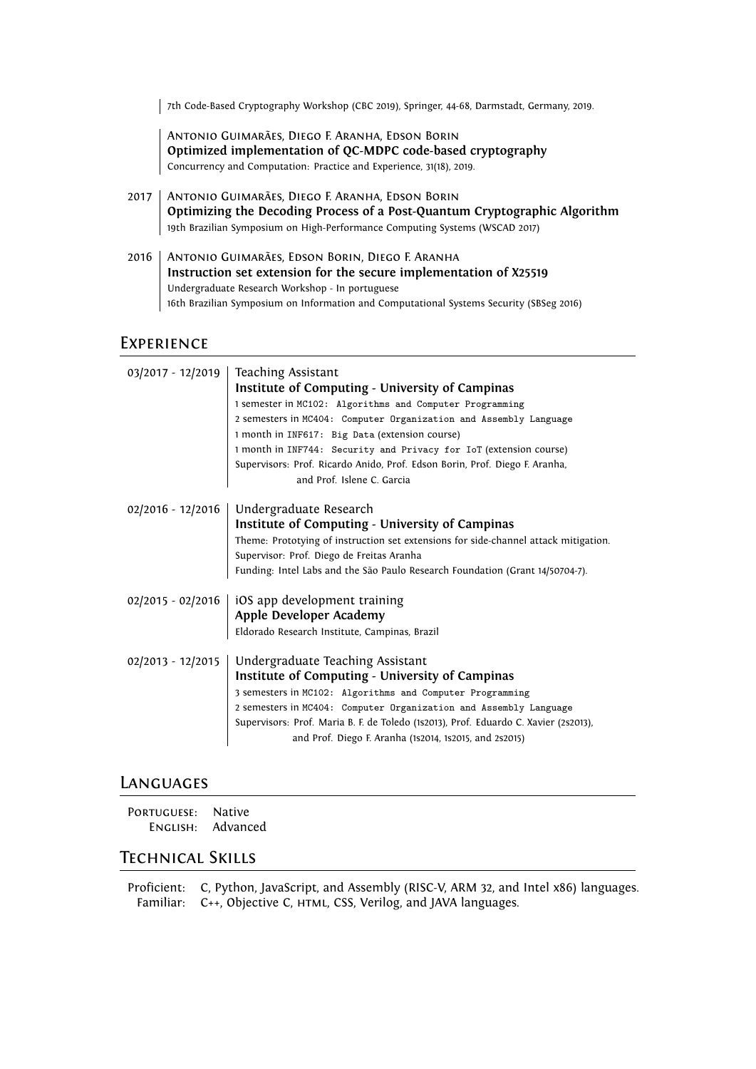7th Code-Based Cryptography Workshop (CBC 2019), Springer, 44-68, Darmstadt, Germany, 2019.

Antonio Guimarães, Diego F. Aranha, Edson Borin
**Optimized implementation of QC-MDPC code-based cryptography**
Concurrency and Computation: Practice and Experience, 31(18), 2019.

2017 | Antonio Guimarães, Diego F. Aranha, Edson Borin
**Optimizing the Decoding Process of a Post-Quantum Cryptographic Algorithm**
19th Brazilian Symposium on High-Performance Computing Systems (WSCAD 2017)

2016 | Antonio Guimarães, Edson Borin, Diego F. Aranha
**Instruction set extension for the secure implementation of X25519**
Undergraduate Research Workshop - In portuguese
16th Brazilian Symposium on Information and Computational Systems Security (SBSeg 2016)

## Experience

03/2017 - 12/2019 | Teaching Assistant
**Institute of Computing - University of Campinas**
1 semester in `MC102: Algorithms and Computer Programming`
2 semesters in `MC404: Computer Organization and Assembly Language`
1 month in `INF617: Big Data` (extension course)
1 month in `INF744: Security and Privacy for IoT` (extension course)
Supervisors: Prof. Ricardo Anido, Prof. Edson Borin, Prof. Diego F. Aranha, and Prof. Islene C. Garcia

02/2016 - 12/2016 | Undergraduate Research
**Institute of Computing - University of Campinas**
Theme: Prototying of instruction set extensions for side-channel attack mitigation.
Supervisor: Prof. Diego de Freitas Aranha
Funding: Intel Labs and the São Paulo Research Foundation (Grant 14/50704-7).

02/2015 - 02/2016 | iOS app development training
**Apple Developer Academy**
Eldorado Research Institute, Campinas, Brazil

02/2013 - 12/2015 | Undergraduate Teaching Assistant
**Institute of Computing - University of Campinas**
3 semesters in `MC102: Algorithms and Computer Programming`
2 semesters in `MC404: Computer Organization and Assembly Language`
Supervisors: Prof. Maria B. F. de Toledo (1s2013), Prof. Eduardo C. Xavier (2s2013), and Prof. Diego F. Aranha (1s2014, 1s2015, and 2s2015)

## Languages

Portuguese: Native
English: Advanced

## Technical Skills

Proficient: C, Python, JavaScript, and Assembly (RISC-V, ARM 32, and Intel x86) languages.
Familiar: C++, Objective C, HTML, CSS, Verilog, and JAVA languages.